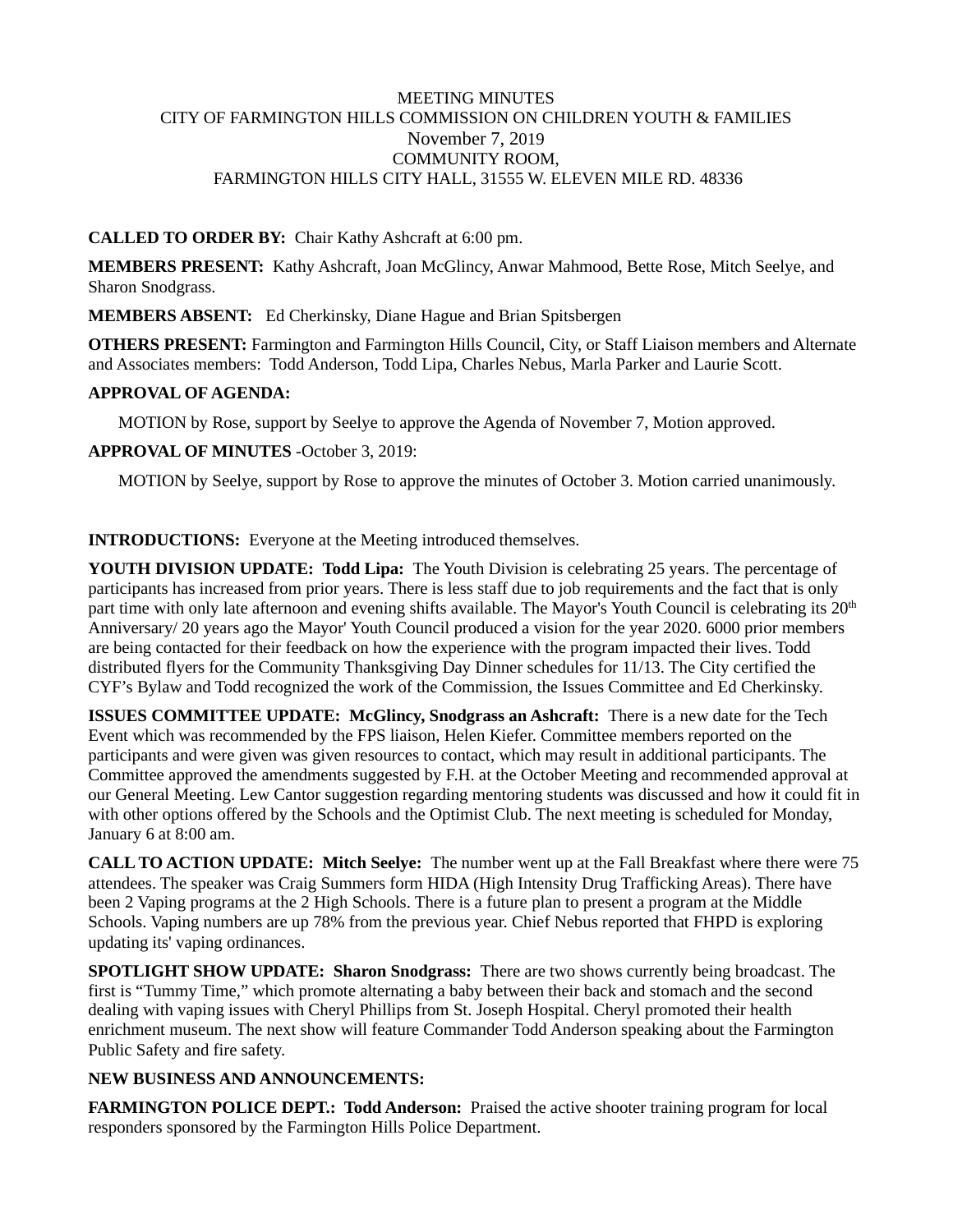MEETING MINUTES
CITY OF FARMINGTON HILLS COMMISSION ON CHILDREN YOUTH & FAMILIES
November 7, 2019
COMMUNITY ROOM,
FARMINGTON HILLS CITY HALL, 31555 W. ELEVEN MILE RD. 48336

**CALLED TO ORDER BY:** Chair Kathy Ashcraft at 6:00 pm.

**MEMBERS PRESENT:** Kathy Ashcraft, Joan McGlincy, Anwar Mahmood, Bette Rose, Mitch Seelye, and Sharon Snodgrass.

**MEMBERS ABSENT:** Ed Cherkinsky, Diane Hague and Brian Spitsbergen

**OTHERS PRESENT:** Farmington and Farmington Hills Council, City, or Staff Liaison members and Alternate and Associates members: Todd Anderson, Todd Lipa, Charles Nebus, Marla Parker and Laurie Scott.

**APPROVAL OF AGENDA:**

MOTION by Rose, support by Seelye to approve the Agenda of November 7, Motion approved.

**APPROVAL OF MINUTES** -October 3, 2019:

MOTION by Seelye, support by Rose to approve the minutes of October 3. Motion carried unanimously.

**INTRODUCTIONS:** Everyone at the Meeting introduced themselves.

**YOUTH DIVISION UPDATE: Todd Lipa:** The Youth Division is celebrating 25 years. The percentage of participants has increased from prior years. There is less staff due to job requirements and the fact that is only part time with only late afternoon and evening shifts available. The Mayor's Youth Council is celebrating its 20th Anniversary/ 20 years ago the Mayor' Youth Council produced a vision for the year 2020. 6000 prior members are being contacted for their feedback on how the experience with the program impacted their lives. Todd distributed flyers for the Community Thanksgiving Day Dinner schedules for 11/13. The City certified the CYF's Bylaw and Todd recognized the work of the Commission, the Issues Committee and Ed Cherkinsky.

**ISSUES COMMITTEE UPDATE: McGlincy, Snodgrass an Ashcraft:** There is a new date for the Tech Event which was recommended by the FPS liaison, Helen Kiefer. Committee members reported on the participants and were given was given resources to contact, which may result in additional participants. The Committee approved the amendments suggested by F.H. at the October Meeting and recommended approval at our General Meeting. Lew Cantor suggestion regarding mentoring students was discussed and how it could fit in with other options offered by the Schools and the Optimist Club. The next meeting is scheduled for Monday, January 6 at 8:00 am.

**CALL TO ACTION UPDATE: Mitch Seelye:** The number went up at the Fall Breakfast where there were 75 attendees. The speaker was Craig Summers form HIDA (High Intensity Drug Trafficking Areas). There have been 2 Vaping programs at the 2 High Schools. There is a future plan to present a program at the Middle Schools. Vaping numbers are up 78% from the previous year. Chief Nebus reported that FHPD is exploring updating its' vaping ordinances.

**SPOTLIGHT SHOW UPDATE: Sharon Snodgrass:** There are two shows currently being broadcast. The first is "Tummy Time," which promote alternating a baby between their back and stomach and the second dealing with vaping issues with Cheryl Phillips from St. Joseph Hospital. Cheryl promoted their health enrichment museum. The next show will feature Commander Todd Anderson speaking about the Farmington Public Safety and fire safety.

**NEW BUSINESS AND ANNOUNCEMENTS:**

**FARMINGTON POLICE DEPT.: Todd Anderson:** Praised the active shooter training program for local responders sponsored by the Farmington Hills Police Department.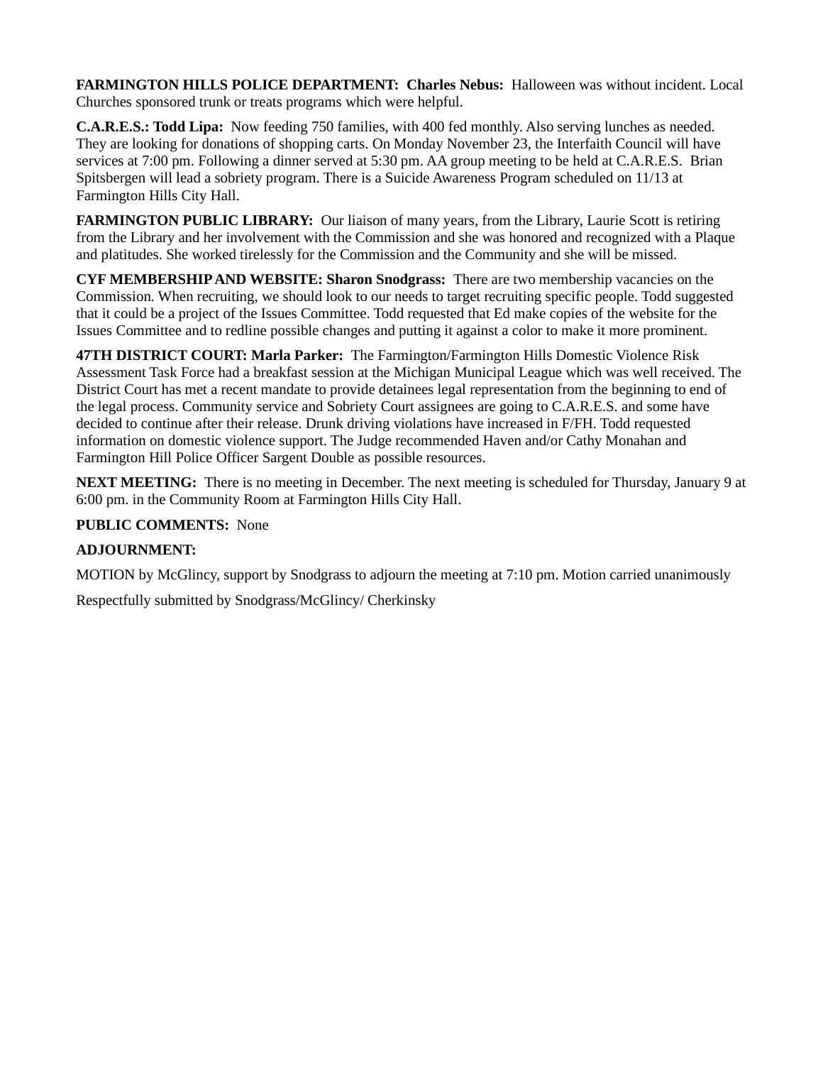**FARMINGTON HILLS POLICE DEPARTMENT: Charles Nebus:** Halloween was without incident. Local Churches sponsored trunk or treats programs which were helpful.

**C.A.R.E.S.: Todd Lipa:** Now feeding 750 families, with 400 fed monthly. Also serving lunches as needed. They are looking for donations of shopping carts. On Monday November 23, the Interfaith Council will have services at 7:00 pm. Following a dinner served at 5:30 pm. AA group meeting to be held at C.A.R.E.S. Brian Spitsbergen will lead a sobriety program. There is a Suicide Awareness Program scheduled on 11/13 at Farmington Hills City Hall.

**FARMINGTON PUBLIC LIBRARY:** Our liaison of many years, from the Library, Laurie Scott is retiring from the Library and her involvement with the Commission and she was honored and recognized with a Plaque and platitudes. She worked tirelessly for the Commission and the Community and she will be missed.

**CYF MEMBERSHIP AND WEBSITE: Sharon Snodgrass:** There are two membership vacancies on the Commission. When recruiting, we should look to our needs to target recruiting specific people. Todd suggested that it could be a project of the Issues Committee. Todd requested that Ed make copies of the website for the Issues Committee and to redline possible changes and putting it against a color to make it more prominent.

**47TH DISTRICT COURT: Marla Parker:** The Farmington/Farmington Hills Domestic Violence Risk Assessment Task Force had a breakfast session at the Michigan Municipal League which was well received. The District Court has met a recent mandate to provide detainees legal representation from the beginning to end of the legal process. Community service and Sobriety Court assignees are going to C.A.R.E.S. and some have decided to continue after their release. Drunk driving violations have increased in F/FH. Todd requested information on domestic violence support. The Judge recommended Haven and/or Cathy Monahan and Farmington Hill Police Officer Sargent Double as possible resources.

**NEXT MEETING:** There is no meeting in December. The next meeting is scheduled for Thursday, January 9 at 6:00 pm. in the Community Room at Farmington Hills City Hall.

**PUBLIC COMMENTS:** None

**ADJOURNMENT:**

MOTION by McGlincy, support by Snodgrass to adjourn the meeting at 7:10 pm. Motion carried unanimously

Respectfully submitted by Snodgrass/McGlincy/ Cherkinsky